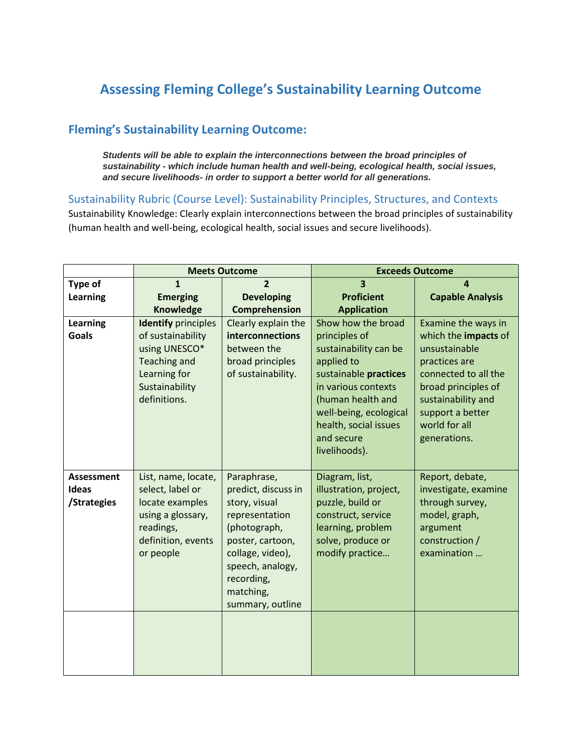# Assessing Fleming College's Sustainability Learning Outcome

## Fleming's Sustainability Learning Outcome:

> ***Students will be able to explain the interconnections between the broad principles of sustainability - which include human health and well-being, ecological health, social issues, and secure livelihoods- in order to support a better world for all generations.***

### Sustainability Rubric (Course Level): Sustainability Principles, Structures, and Contexts

Sustainability Knowledge: Clearly explain interconnections between the broad principles of sustainability (human health and well-being, ecological health, social issues and secure livelihoods).

| | **Meets Outcome** | | **Exceeds Outcome** | |
|---|---|---|---|---|
| **Type of Learning** | **1<br>Emerging Knowledge** | **2<br>Developing Comprehension** | **3<br>Proficient Application** | **4<br>Capable Analysis** |
| **Learning Goals** | **Identify** principles of sustainability using UNESCO* Teaching and Learning for Sustainability definitions. | Clearly explain the **interconnections** between the broad principles of sustainability. | Show how the broad principles of sustainability can be applied to sustainable **practices** in various contexts (human health and well-being, ecological health, social issues and secure livelihoods). | Examine the ways in which the **impacts** of unsustainable practices are connected to all the broad principles of sustainability and support a better world for all generations. |
| **Assessment Ideas /Strategies** | List, name, locate, select, label or locate examples using a glossary, readings, definition, events or people | Paraphrase, predict, discuss in story, visual representation (photograph, poster, cartoon, collage, video), speech, analogy, recording, matching, summary, outline | Diagram, list, illustration, project, puzzle, build or construct, service learning, problem solve, produce or modify practice… | Report, debate, investigate, examine through survey, model, graph, argument construction / examination … |
| | | | | |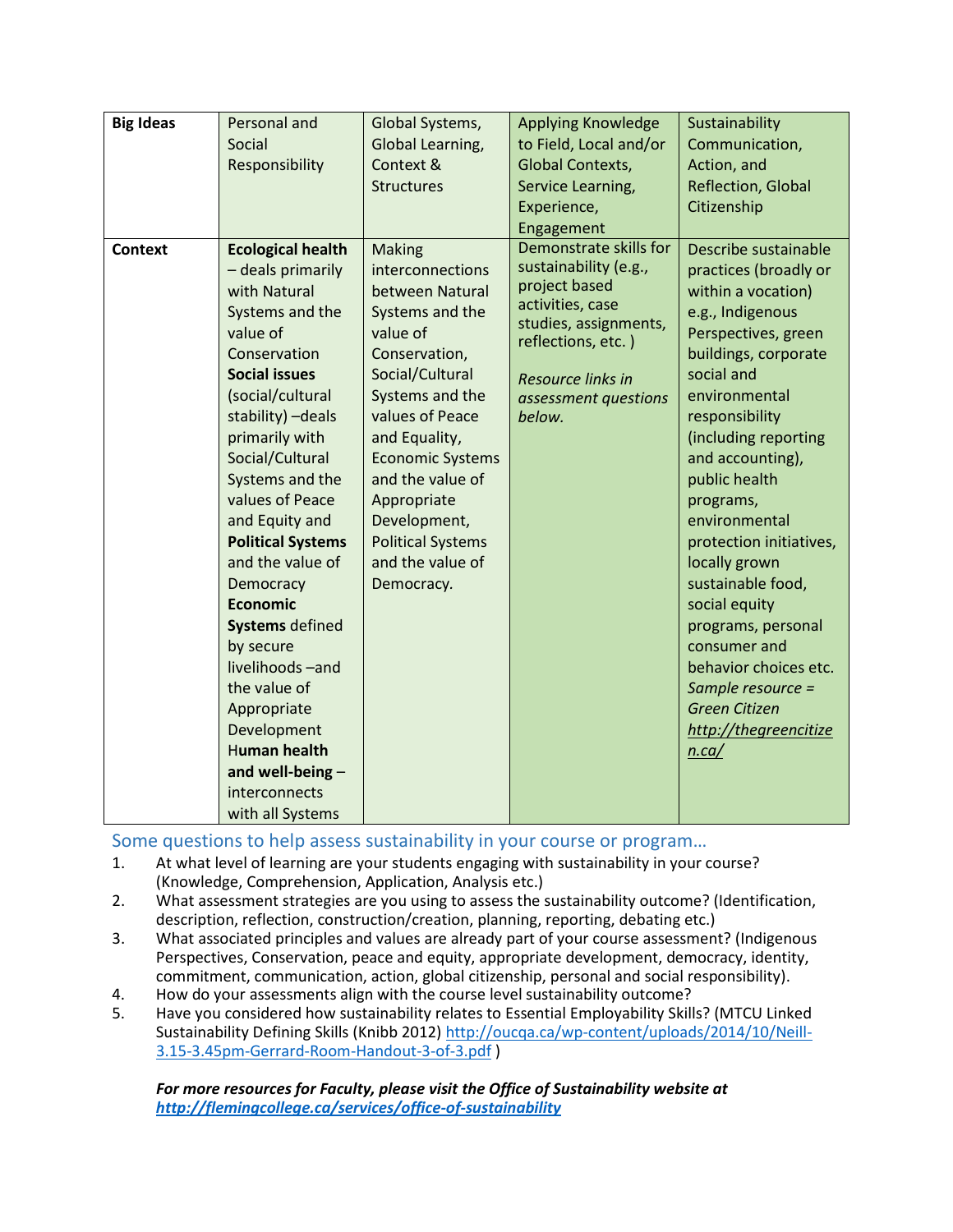| **Big Ideas** | Personal and Social Responsibility | Global Systems, Global Learning, Context & Structures | Applying Knowledge to Field, Local and/or Global Contexts, Service Learning, Experience, Engagement | Sustainability Communication, Action, and Reflection, Global Citizenship |
|---|---|---|---|---|
| **Context** | **Ecological health** – deals primarily with Natural Systems and the value of Conservation **Social issues** (social/cultural stability) –deals primarily with Social/Cultural Systems and the values of Peace and Equity and **Political Systems** and the value of Democracy **Economic Systems** defined by secure livelihoods –and the value of Appropriate Development H**uman health and well-being** – interconnects with all Systems | Making interconnections between Natural Systems and the value of Conservation, Social/Cultural Systems and the values of Peace and Equality, Economic Systems and the value of Appropriate Development, Political Systems and the value of Democracy. | Demonstrate skills for sustainability (e.g., project based activities, case studies, assignments, reflections, etc. ) *Resource links in assessment questions below.* | Describe sustainable practices (broadly or within a vocation) e.g., Indigenous Perspectives, green buildings, corporate social and environmental responsibility (including reporting and accounting), public health programs, environmental protection initiatives, locally grown sustainable food, social equity programs, personal consumer and behavior choices etc. *Sample resource = Green Citizen [http://thegreencitizen.ca/](http://thegreencitizen.ca/)* |

## Some questions to help assess sustainability in your course or program…

1. At what level of learning are your students engaging with sustainability in your course? (Knowledge, Comprehension, Application, Analysis etc.)
2. What assessment strategies are you using to assess the sustainability outcome? (Identification, description, reflection, construction/creation, planning, reporting, debating etc.)
3. What associated principles and values are already part of your course assessment? (Indigenous Perspectives, Conservation, peace and equity, appropriate development, democracy, identity, commitment, communication, action, global citizenship, personal and social responsibility).
4. How do your assessments align with the course level sustainability outcome?
5. Have you considered how sustainability relates to Essential Employability Skills? (MTCU Linked Sustainability Defining Skills (Knibb 2012) [http://oucqa.ca/wp-content/uploads/2014/10/Neill-3.15-3.45pm-Gerrard-Room-Handout-3-of-3.pdf](http://oucqa.ca/wp-content/uploads/2014/10/Neill-3.15-3.45pm-Gerrard-Room-Handout-3-of-3.pdf) )

***For more resources for Faculty, please visit the Office of Sustainability website at [http://flemingcollege.ca/services/office-of-sustainability](http://flemingcollege.ca/services/office-of-sustainability)***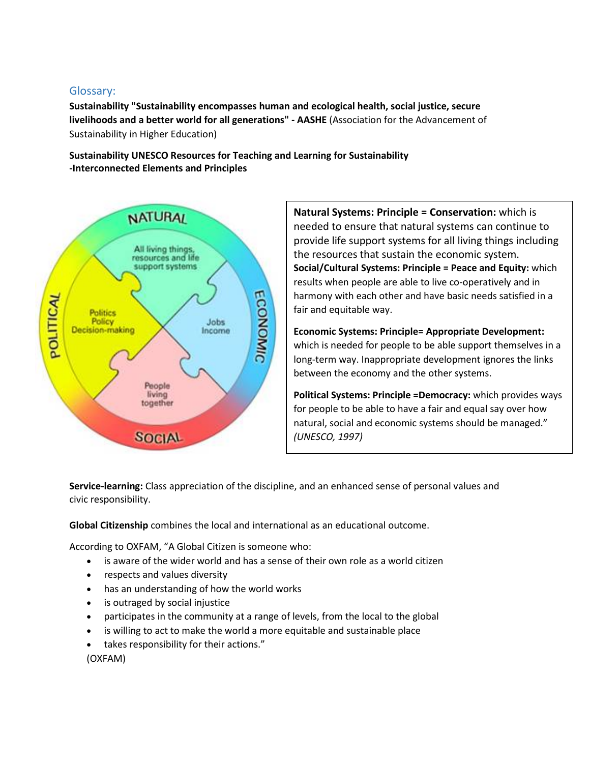## Glossary:

**Sustainability "Sustainability encompasses human and ecological health, social justice, secure livelihoods and a better world for all generations" - AASHE** (Association for the Advancement of Sustainability in Higher Education)

**Sustainability UNESCO Resources for Teaching and Learning for Sustainability -Interconnected Elements and Principles**

**Natural Systems: Principle = Conservation:** which is needed to ensure that natural systems can continue to provide life support systems for all living things including the resources that sustain the economic system.

**Social/Cultural Systems: Principle = Peace and Equity:** which results when people are able to live co-operatively and in harmony with each other and have basic needs satisfied in a fair and equitable way.

**Economic Systems: Principle= Appropriate Development:** which is needed for people to be able support themselves in a long-term way. Inappropriate development ignores the links between the economy and the other systems.

**Political Systems: Principle =Democracy:** which provides ways for people to be able to have a fair and equal say over how natural, social and economic systems should be managed." *(UNESCO, 1997)*

**Service-learning:** Class appreciation of the discipline, and an enhanced sense of personal values and civic responsibility.

**Global Citizenship** combines the local and international as an educational outcome.

According to OXFAM, "A Global Citizen is someone who:

- is aware of the wider world and has a sense of their own role as a world citizen
- respects and values diversity
- has an understanding of how the world works
- is outraged by social injustice
- participates in the community at a range of levels, from the local to the global
- is willing to act to make the world a more equitable and sustainable place
- takes responsibility for their actions."

(OXFAM)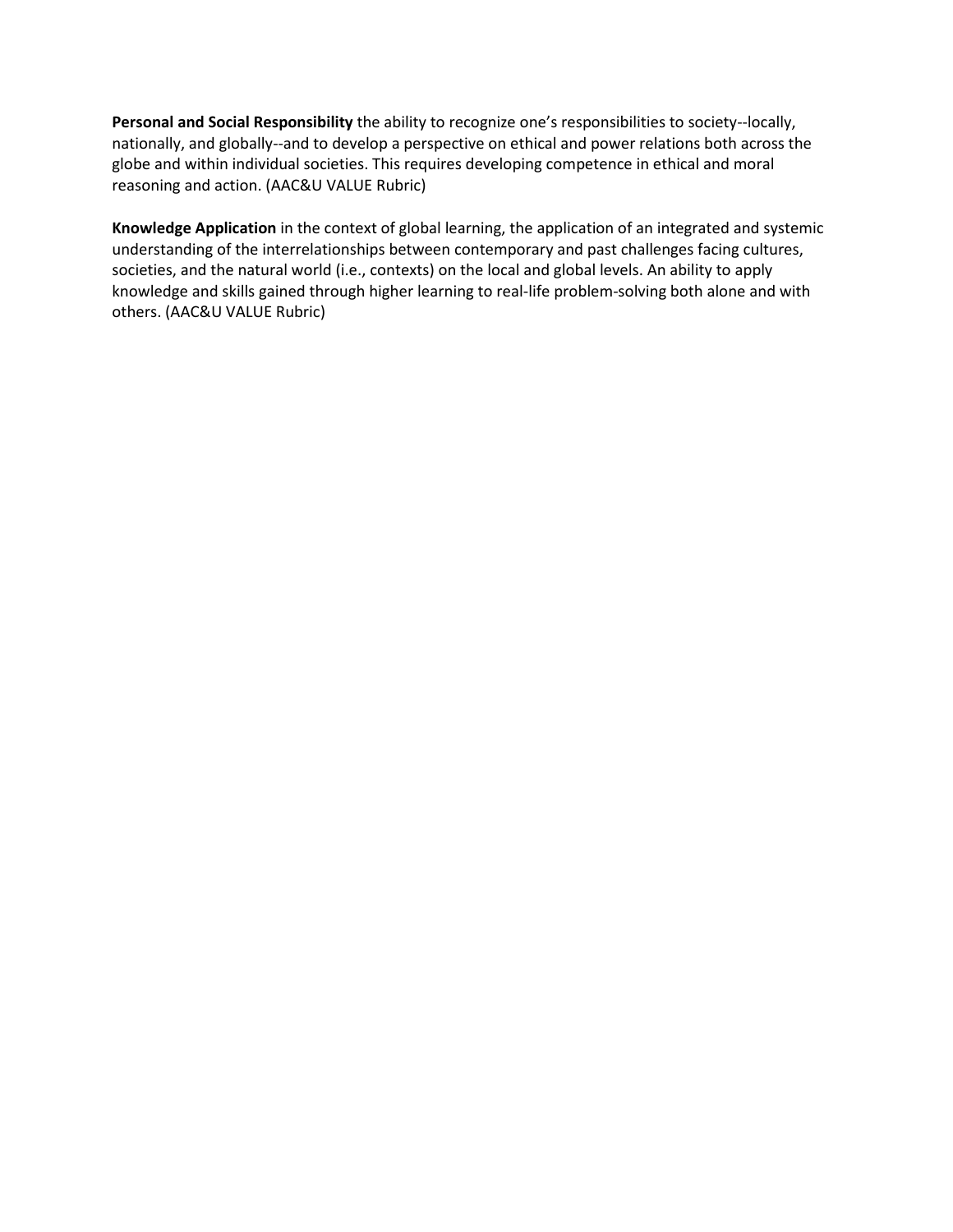**Personal and Social Responsibility** the ability to recognize one's responsibilities to society--locally, nationally, and globally--and to develop a perspective on ethical and power relations both across the globe and within individual societies. This requires developing competence in ethical and moral reasoning and action. (AAC&U VALUE Rubric)

**Knowledge Application** in the context of global learning, the application of an integrated and systemic understanding of the interrelationships between contemporary and past challenges facing cultures, societies, and the natural world (i.e., contexts) on the local and global levels. An ability to apply knowledge and skills gained through higher learning to real-life problem-solving both alone and with others. (AAC&U VALUE Rubric)